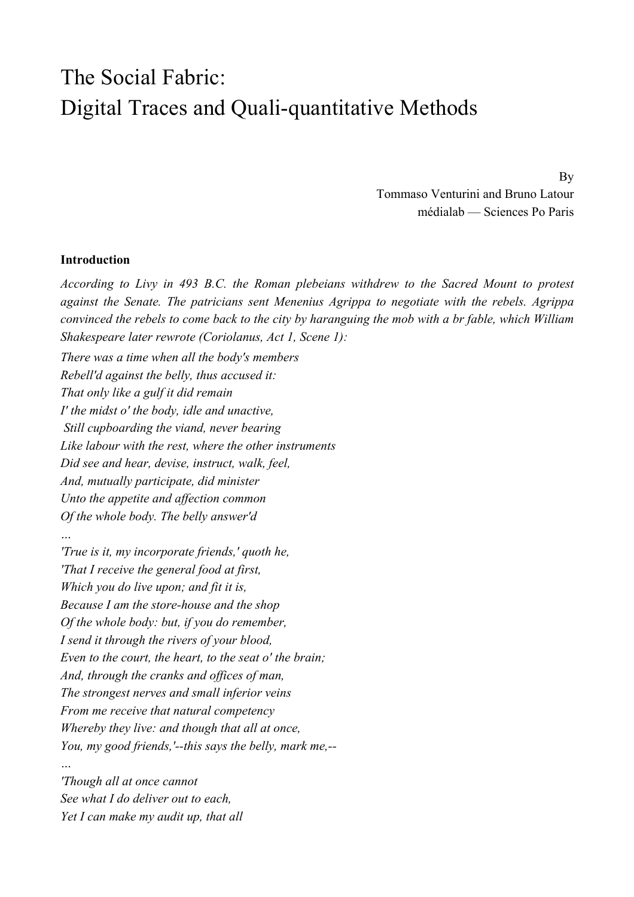# The Social Fabric:
# Digital Traces and Quali-quantitative Methods

By
Tommaso Venturini and Bruno Latour
médialab — Sciences Po Paris

**Introduction**

*According to Livy in 493 B.C. the Roman plebeians withdrew to the Sacred Mount to protest against the Senate. The patricians sent Menenius Agrippa to negotiate with the rebels. Agrippa convinced the rebels to come back to the city by haranguing the mob with a br fable, which William Shakespeare later rewrote (Coriolanus, Act 1, Scene 1):*

*There was a time when all the body's members*
*Rebell'd against the belly, thus accused it:*
*That only like a gulf it did remain*
*I' the midst o' the body, idle and unactive,*
*Still cupboarding the viand, never bearing*
*Like labour with the rest, where the other instruments*
*Did see and hear, devise, instruct, walk, feel,*
*And, mutually participate, did minister*
*Unto the appetite and affection common*
*Of the whole body. The belly answer'd*
*…*
*'True is it, my incorporate friends,' quoth he,*
*'That I receive the general food at first,*
*Which you do live upon; and fit it is,*
*Because I am the store-house and the shop*
*Of the whole body: but, if you do remember,*
*I send it through the rivers of your blood,*
*Even to the court, the heart, to the seat o' the brain;*
*And, through the cranks and offices of man,*
*The strongest nerves and small inferior veins*
*From me receive that natural competency*
*Whereby they live: and though that all at once,*
*You, my good friends,'--this says the belly, mark me,--*
*…*
*'Though all at once cannot*
*See what I do deliver out to each,*
*Yet I can make my audit up, that all*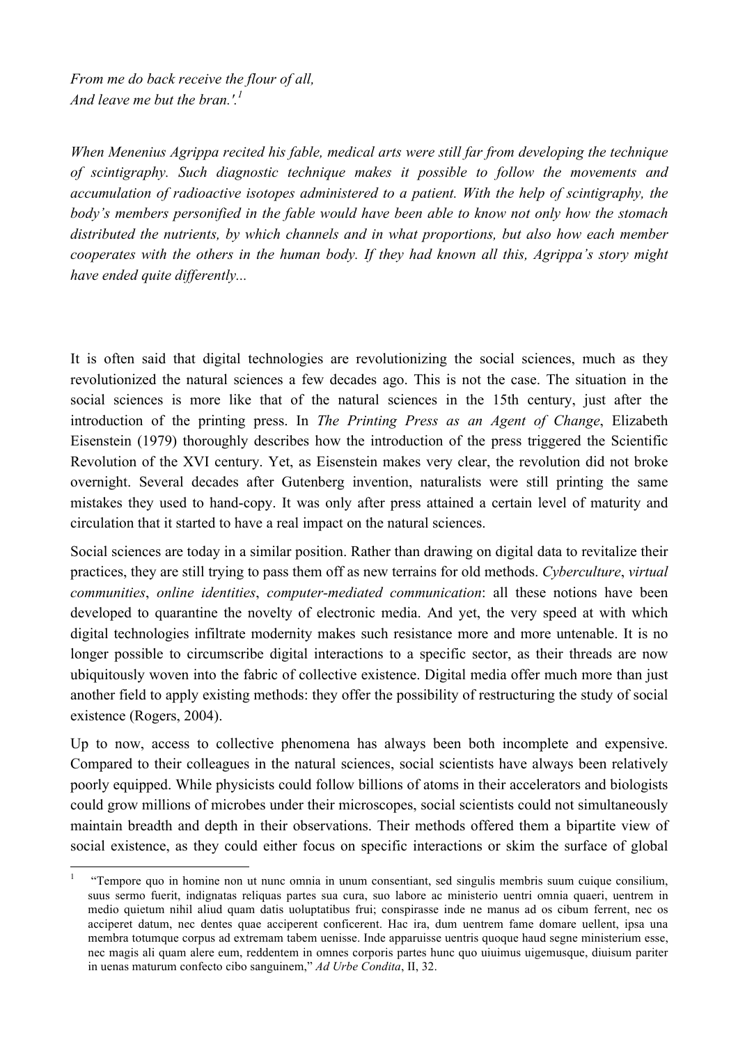*From me do back receive the flour of all,*
*And leave me but the bran.'.*[1]

*When Menenius Agrippa recited his fable, medical arts were still far from developing the technique of scintigraphy. Such diagnostic technique makes it possible to follow the movements and accumulation of radioactive isotopes administered to a patient. With the help of scintigraphy, the body's members personified in the fable would have been able to know not only how the stomach distributed the nutrients, by which channels and in what proportions, but also how each member cooperates with the others in the human body. If they had known all this, Agrippa's story might have ended quite differently...*

It is often said that digital technologies are revolutionizing the social sciences, much as they revolutionized the natural sciences a few decades ago. This is not the case. The situation in the social sciences is more like that of the natural sciences in the 15th century, just after the introduction of the printing press. In *The Printing Press as an Agent of Change*, Elizabeth Eisenstein (1979) thoroughly describes how the introduction of the press triggered the Scientific Revolution of the XVI century. Yet, as Eisenstein makes very clear, the revolution did not broke overnight. Several decades after Gutenberg invention, naturalists were still printing the same mistakes they used to hand-copy. It was only after press attained a certain level of maturity and circulation that it started to have a real impact on the natural sciences.

Social sciences are today in a similar position. Rather than drawing on digital data to revitalize their practices, they are still trying to pass them off as new terrains for old methods. *Cyberculture*, *virtual communities*, *online identities*, *computer-mediated communication*: all these notions have been developed to quarantine the novelty of electronic media. And yet, the very speed at with which digital technologies infiltrate modernity makes such resistance more and more untenable. It is no longer possible to circumscribe digital interactions to a specific sector, as their threads are now ubiquitously woven into the fabric of collective existence. Digital media offer much more than just another field to apply existing methods: they offer the possibility of restructuring the study of social existence (Rogers, 2004).

Up to now, access to collective phenomena has always been both incomplete and expensive. Compared to their colleagues in the natural sciences, social scientists have always been relatively poorly equipped. While physicists could follow billions of atoms in their accelerators and biologists could grow millions of microbes under their microscopes, social scientists could not simultaneously maintain breadth and depth in their observations. Their methods offered them a bipartite view of social existence, as they could either focus on specific interactions or skim the surface of global

---

[1] "Tempore quo in homine non ut nunc omnia in unum consentiant, sed singulis membris suum cuique consilium, suus sermo fuerit, indignatas reliquas partes sua cura, suo labore ac ministerio uentri omnia quaeri, uentrem in medio quietum nihil aliud quam datis uoluptatibus frui; conspirasse inde ne manus ad os cibum ferrent, nec os acciperet datum, nec dentes quae acciperent conficerent. Hac ira, dum uentrem fame domare uellent, ipsa una membra totumque corpus ad extremam tabem uenisse. Inde apparuisse uentris quoque haud segne ministerium esse, nec magis ali quam alere eum, reddentem in omnes corporis partes hunc quo uiuimus uigemusque, diuisum pariter in uenas maturum confecto cibo sanguinem," *Ad Urbe Condita*, II, 32.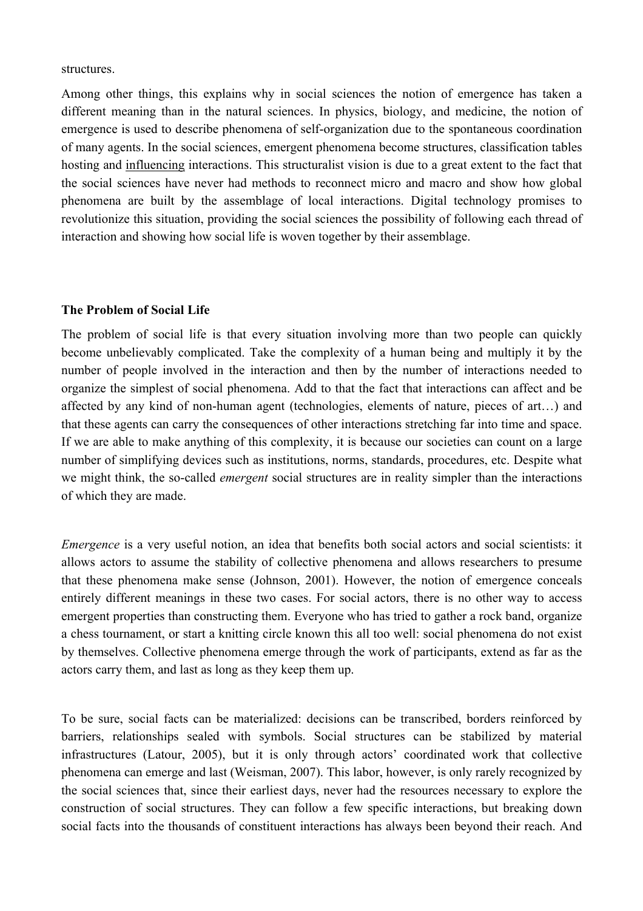structures.

Among other things, this explains why in social sciences the notion of emergence has taken a different meaning than in the natural sciences. In physics, biology, and medicine, the notion of emergence is used to describe phenomena of self-organization due to the spontaneous coordination of many agents. In the social sciences, emergent phenomena become structures, classification tables hosting and influencing interactions. This structuralist vision is due to a great extent to the fact that the social sciences have never had methods to reconnect micro and macro and show how global phenomena are built by the assemblage of local interactions. Digital technology promises to revolutionize this situation, providing the social sciences the possibility of following each thread of interaction and showing how social life is woven together by their assemblage.

**The Problem of Social Life**

The problem of social life is that every situation involving more than two people can quickly become unbelievably complicated. Take the complexity of a human being and multiply it by the number of people involved in the interaction and then by the number of interactions needed to organize the simplest of social phenomena. Add to that the fact that interactions can affect and be affected by any kind of non-human agent (technologies, elements of nature, pieces of art…) and that these agents can carry the consequences of other interactions stretching far into time and space. If we are able to make anything of this complexity, it is because our societies can count on a large number of simplifying devices such as institutions, norms, standards, procedures, etc. Despite what we might think, the so-called *emergent* social structures are in reality simpler than the interactions of which they are made.

*Emergence* is a very useful notion, an idea that benefits both social actors and social scientists: it allows actors to assume the stability of collective phenomena and allows researchers to presume that these phenomena make sense (Johnson, 2001). However, the notion of emergence conceals entirely different meanings in these two cases. For social actors, there is no other way to access emergent properties than constructing them. Everyone who has tried to gather a rock band, organize a chess tournament, or start a knitting circle known this all too well: social phenomena do not exist by themselves. Collective phenomena emerge through the work of participants, extend as far as the actors carry them, and last as long as they keep them up.

To be sure, social facts can be materialized: decisions can be transcribed, borders reinforced by barriers, relationships sealed with symbols. Social structures can be stabilized by material infrastructures (Latour, 2005), but it is only through actors' coordinated work that collective phenomena can emerge and last (Weisman, 2007). This labor, however, is only rarely recognized by the social sciences that, since their earliest days, never had the resources necessary to explore the construction of social structures. They can follow a few specific interactions, but breaking down social facts into the thousands of constituent interactions has always been beyond their reach. And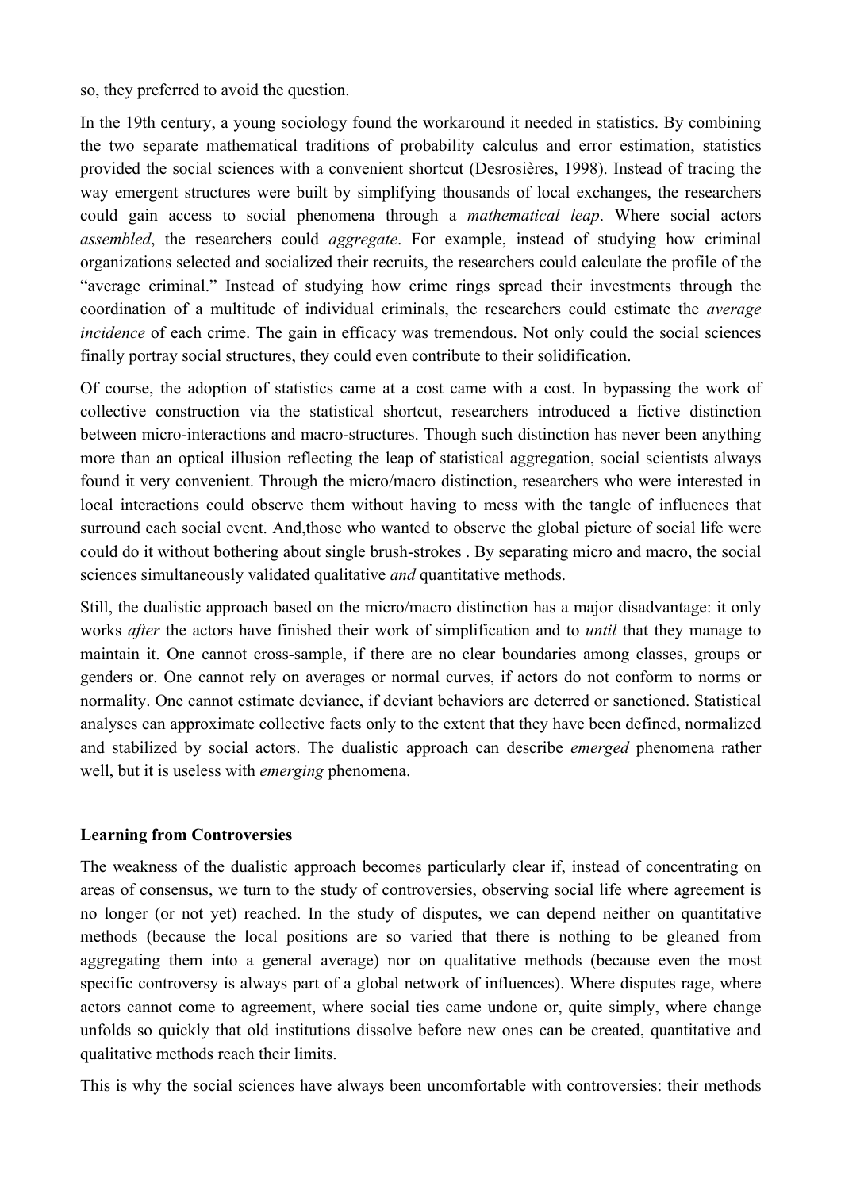so, they preferred to avoid the question.

In the 19th century, a young sociology found the workaround it needed in statistics. By combining the two separate mathematical traditions of probability calculus and error estimation, statistics provided the social sciences with a convenient shortcut (Desrosières, 1998). Instead of tracing the way emergent structures were built by simplifying thousands of local exchanges, the researchers could gain access to social phenomena through a *mathematical leap*. Where social actors *assembled*, the researchers could *aggregate*. For example, instead of studying how criminal organizations selected and socialized their recruits, the researchers could calculate the profile of the "average criminal." Instead of studying how crime rings spread their investments through the coordination of a multitude of individual criminals, the researchers could estimate the *average incidence* of each crime. The gain in efficacy was tremendous. Not only could the social sciences finally portray social structures, they could even contribute to their solidification.

Of course, the adoption of statistics came at a cost came with a cost. In bypassing the work of collective construction via the statistical shortcut, researchers introduced a fictive distinction between micro-interactions and macro-structures. Though such distinction has never been anything more than an optical illusion reflecting the leap of statistical aggregation, social scientists always found it very convenient. Through the micro/macro distinction, researchers who were interested in local interactions could observe them without having to mess with the tangle of influences that surround each social event. And,those who wanted to observe the global picture of social life were could do it without bothering about single brush-strokes . By separating micro and macro, the social sciences simultaneously validated qualitative *and* quantitative methods.

Still, the dualistic approach based on the micro/macro distinction has a major disadvantage: it only works *after* the actors have finished their work of simplification and to *until* that they manage to maintain it. One cannot cross-sample, if there are no clear boundaries among classes, groups or genders or. One cannot rely on averages or normal curves, if actors do not conform to norms or normality. One cannot estimate deviance, if deviant behaviors are deterred or sanctioned. Statistical analyses can approximate collective facts only to the extent that they have been defined, normalized and stabilized by social actors. The dualistic approach can describe *emerged* phenomena rather well, but it is useless with *emerging* phenomena.

## Learning from Controversies

The weakness of the dualistic approach becomes particularly clear if, instead of concentrating on areas of consensus, we turn to the study of controversies, observing social life where agreement is no longer (or not yet) reached. In the study of disputes, we can depend neither on quantitative methods (because the local positions are so varied that there is nothing to be gleaned from aggregating them into a general average) nor on qualitative methods (because even the most specific controversy is always part of a global network of influences). Where disputes rage, where actors cannot come to agreement, where social ties came undone or, quite simply, where change unfolds so quickly that old institutions dissolve before new ones can be created, quantitative and qualitative methods reach their limits.

This is why the social sciences have always been uncomfortable with controversies: their methods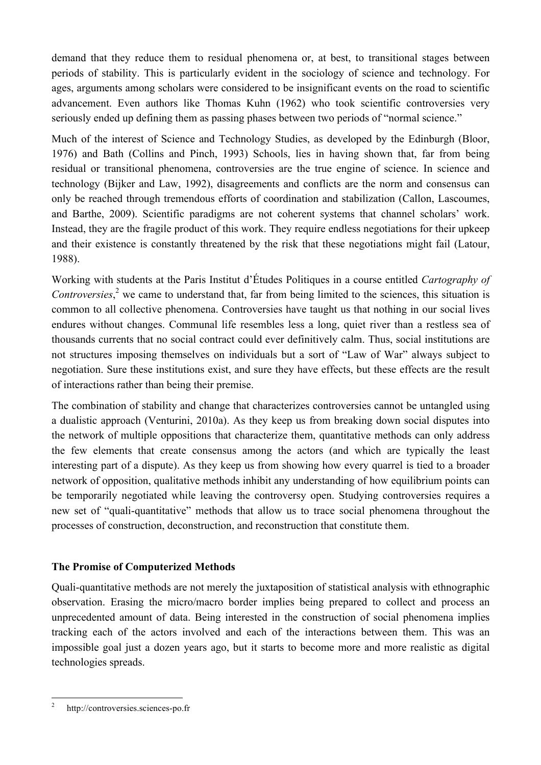demand that they reduce them to residual phenomena or, at best, to transitional stages between periods of stability. This is particularly evident in the sociology of science and technology. For ages, arguments among scholars were considered to be insignificant events on the road to scientific advancement. Even authors like Thomas Kuhn (1962) who took scientific controversies very seriously ended up defining them as passing phases between two periods of "normal science."

Much of the interest of Science and Technology Studies, as developed by the Edinburgh (Bloor, 1976) and Bath (Collins and Pinch, 1993) Schools, lies in having shown that, far from being residual or transitional phenomena, controversies are the true engine of science. In science and technology (Bijker and Law, 1992), disagreements and conflicts are the norm and consensus can only be reached through tremendous efforts of coordination and stabilization (Callon, Lascoumes, and Barthe, 2009). Scientific paradigms are not coherent systems that channel scholars' work. Instead, they are the fragile product of this work. They require endless negotiations for their upkeep and their existence is constantly threatened by the risk that these negotiations might fail (Latour, 1988).

Working with students at the Paris Institut d'Études Politiques in a course entitled *Cartography of Controversies*,[2] we came to understand that, far from being limited to the sciences, this situation is common to all collective phenomena. Controversies have taught us that nothing in our social lives endures without changes. Communal life resembles less a long, quiet river than a restless sea of thousands currents that no social contract could ever definitively calm. Thus, social institutions are not structures imposing themselves on individuals but a sort of "Law of War" always subject to negotiation. Sure these institutions exist, and sure they have effects, but these effects are the result of interactions rather than being their premise.

The combination of stability and change that characterizes controversies cannot be untangled using a dualistic approach (Venturini, 2010a). As they keep us from breaking down social disputes into the network of multiple oppositions that characterize them, quantitative methods can only address the few elements that create consensus among the actors (and which are typically the least interesting part of a dispute). As they keep us from showing how every quarrel is tied to a broader network of opposition, qualitative methods inhibit any understanding of how equilibrium points can be temporarily negotiated while leaving the controversy open. Studying controversies requires a new set of "quali-quantitative" methods that allow us to trace social phenomena throughout the processes of construction, deconstruction, and reconstruction that constitute them.

## The Promise of Computerized Methods

Quali-quantitative methods are not merely the juxtaposition of statistical analysis with ethnographic observation. Erasing the micro/macro border implies being prepared to collect and process an unprecedented amount of data. Being interested in the construction of social phenomena implies tracking each of the actors involved and each of the interactions between them. This was an impossible goal just a dozen years ago, but it starts to become more and more realistic as digital technologies spreads.

---

[2] http://controversies.sciences-po.fr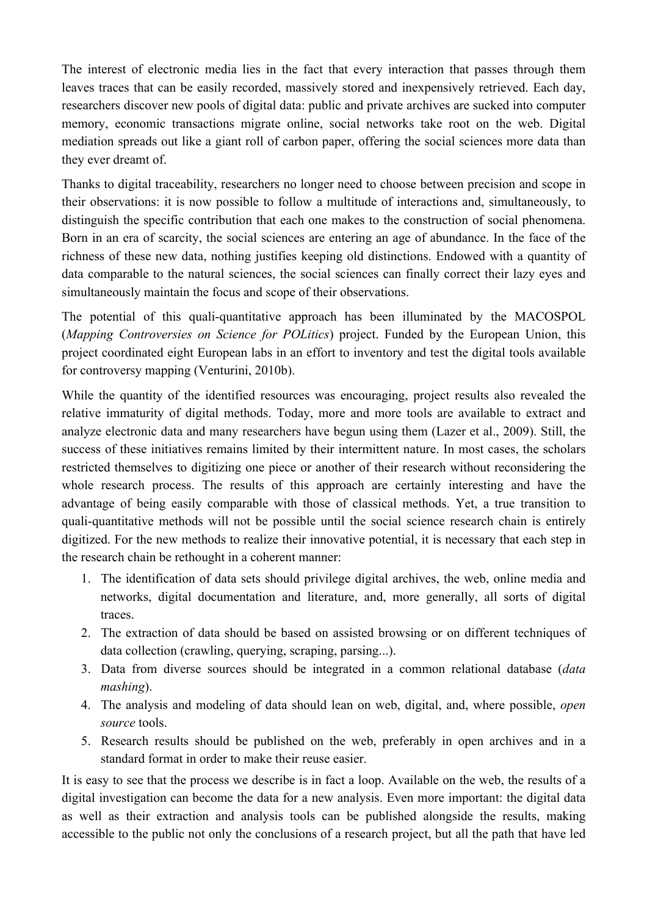The interest of electronic media lies in the fact that every interaction that passes through them leaves traces that can be easily recorded, massively stored and inexpensively retrieved. Each day, researchers discover new pools of digital data: public and private archives are sucked into computer memory, economic transactions migrate online, social networks take root on the web. Digital mediation spreads out like a giant roll of carbon paper, offering the social sciences more data than they ever dreamt of.

Thanks to digital traceability, researchers no longer need to choose between precision and scope in their observations: it is now possible to follow a multitude of interactions and, simultaneously, to distinguish the specific contribution that each one makes to the construction of social phenomena. Born in an era of scarcity, the social sciences are entering an age of abundance. In the face of the richness of these new data, nothing justifies keeping old distinctions. Endowed with a quantity of data comparable to the natural sciences, the social sciences can finally correct their lazy eyes and simultaneously maintain the focus and scope of their observations.

The potential of this quali-quantitative approach has been illuminated by the MACOSPOL (*Mapping Controversies on Science for POLitics*) project. Funded by the European Union, this project coordinated eight European labs in an effort to inventory and test the digital tools available for controversy mapping (Venturini, 2010b).

While the quantity of the identified resources was encouraging, project results also revealed the relative immaturity of digital methods. Today, more and more tools are available to extract and analyze electronic data and many researchers have begun using them (Lazer et al., 2009). Still, the success of these initiatives remains limited by their intermittent nature. In most cases, the scholars restricted themselves to digitizing one piece or another of their research without reconsidering the whole research process. The results of this approach are certainly interesting and have the advantage of being easily comparable with those of classical methods. Yet, a true transition to quali-quantitative methods will not be possible until the social science research chain is entirely digitized. For the new methods to realize their innovative potential, it is necessary that each step in the research chain be rethought in a coherent manner:

1. The identification of data sets should privilege digital archives, the web, online media and networks, digital documentation and literature, and, more generally, all sorts of digital traces.
2. The extraction of data should be based on assisted browsing or on different techniques of data collection (crawling, querying, scraping, parsing...).
3. Data from diverse sources should be integrated in a common relational database (*data mashing*).
4. The analysis and modeling of data should lean on web, digital, and, where possible, *open source* tools.
5. Research results should be published on the web, preferably in open archives and in a standard format in order to make their reuse easier.

It is easy to see that the process we describe is in fact a loop. Available on the web, the results of a digital investigation can become the data for a new analysis. Even more important: the digital data as well as their extraction and analysis tools can be published alongside the results, making accessible to the public not only the conclusions of a research project, but all the path that have led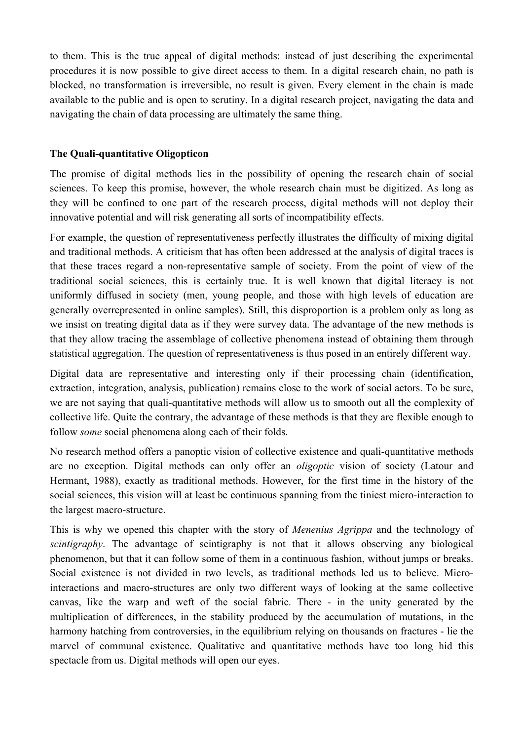to them. This is the true appeal of digital methods: instead of just describing the experimental procedures it is now possible to give direct access to them. In a digital research chain, no path is blocked, no transformation is irreversible, no result is given. Every element in the chain is made available to the public and is open to scrutiny. In a digital research project, navigating the data and navigating the chain of data processing are ultimately the same thing.

**The Quali-quantitative Oligopticon**

The promise of digital methods lies in the possibility of opening the research chain of social sciences. To keep this promise, however, the whole research chain must be digitized. As long as they will be confined to one part of the research process, digital methods will not deploy their innovative potential and will risk generating all sorts of incompatibility effects.

For example, the question of representativeness perfectly illustrates the difficulty of mixing digital and traditional methods. A criticism that has often been addressed at the analysis of digital traces is that these traces regard a non-representative sample of society. From the point of view of the traditional social sciences, this is certainly true. It is well known that digital literacy is not uniformly diffused in society (men, young people, and those with high levels of education are generally overrepresented in online samples). Still, this disproportion is a problem only as long as we insist on treating digital data as if they were survey data. The advantage of the new methods is that they allow tracing the assemblage of collective phenomena instead of obtaining them through statistical aggregation. The question of representativeness is thus posed in an entirely different way.

Digital data are representative and interesting only if their processing chain (identification, extraction, integration, analysis, publication) remains close to the work of social actors. To be sure, we are not saying that quali-quantitative methods will allow us to smooth out all the complexity of collective life. Quite the contrary, the advantage of these methods is that they are flexible enough to follow *some* social phenomena along each of their folds.

No research method offers a panoptic vision of collective existence and quali-quantitative methods are no exception. Digital methods can only offer an *oligoptic* vision of society (Latour and Hermant, 1988), exactly as traditional methods. However, for the first time in the history of the social sciences, this vision will at least be continuous spanning from the tiniest micro-interaction to the largest macro-structure.

This is why we opened this chapter with the story of *Menenius Agrippa* and the technology of *scintigraphy*. The advantage of scintigraphy is not that it allows observing any biological phenomenon, but that it can follow some of them in a continuous fashion, without jumps or breaks. Social existence is not divided in two levels, as traditional methods led us to believe. Micro-interactions and macro-structures are only two different ways of looking at the same collective canvas, like the warp and weft of the social fabric. There - in the unity generated by the multiplication of differences, in the stability produced by the accumulation of mutations, in the harmony hatching from controversies, in the equilibrium relying on thousands on fractures - lie the marvel of communal existence. Qualitative and quantitative methods have too long hid this spectacle from us. Digital methods will open our eyes.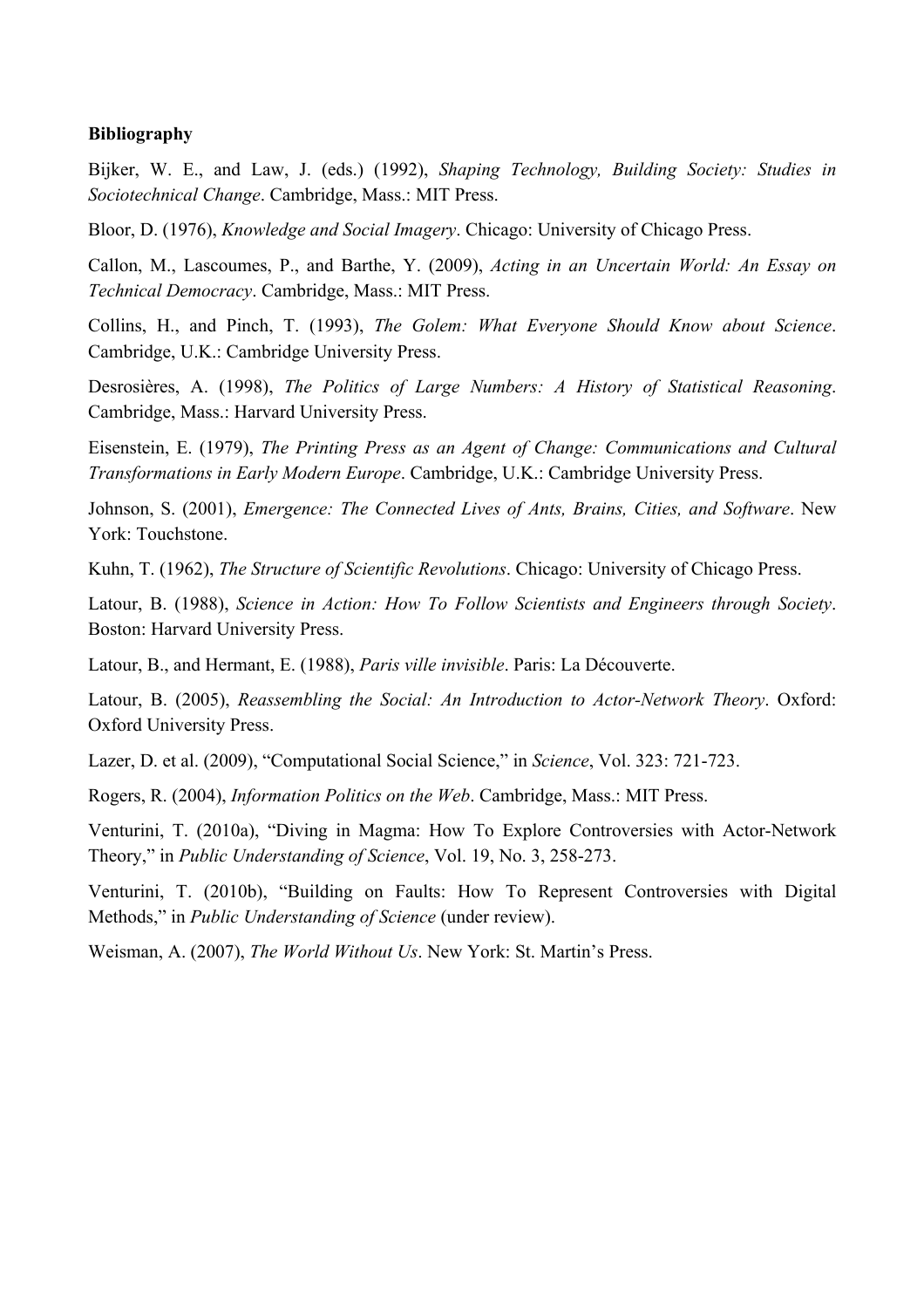**Bibliography**

Bijker, W. E., and Law, J. (eds.) (1992), *Shaping Technology, Building Society: Studies in Sociotechnical Change*. Cambridge, Mass.: MIT Press.

Bloor, D. (1976), *Knowledge and Social Imagery*. Chicago: University of Chicago Press.

Callon, M., Lascoumes, P., and Barthe, Y. (2009), *Acting in an Uncertain World: An Essay on Technical Democracy*. Cambridge, Mass.: MIT Press.

Collins, H., and Pinch, T. (1993), *The Golem: What Everyone Should Know about Science*. Cambridge, U.K.: Cambridge University Press.

Desrosières, A. (1998), *The Politics of Large Numbers: A History of Statistical Reasoning*. Cambridge, Mass.: Harvard University Press.

Eisenstein, E. (1979), *The Printing Press as an Agent of Change: Communications and Cultural Transformations in Early Modern Europe*. Cambridge, U.K.: Cambridge University Press.

Johnson, S. (2001), *Emergence: The Connected Lives of Ants, Brains, Cities, and Software*. New York: Touchstone.

Kuhn, T. (1962), *The Structure of Scientific Revolutions*. Chicago: University of Chicago Press.

Latour, B. (1988), *Science in Action: How To Follow Scientists and Engineers through Society*. Boston: Harvard University Press.

Latour, B., and Hermant, E. (1988), *Paris ville invisible*. Paris: La Découverte.

Latour, B. (2005), *Reassembling the Social: An Introduction to Actor-Network Theory*. Oxford: Oxford University Press.

Lazer, D. et al. (2009), "Computational Social Science," in *Science*, Vol. 323: 721-723.

Rogers, R. (2004), *Information Politics on the Web*. Cambridge, Mass.: MIT Press.

Venturini, T. (2010a), "Diving in Magma: How To Explore Controversies with Actor-Network Theory," in *Public Understanding of Science*, Vol. 19, No. 3, 258-273.

Venturini, T. (2010b), "Building on Faults: How To Represent Controversies with Digital Methods," in *Public Understanding of Science* (under review).

Weisman, A. (2007), *The World Without Us*. New York: St. Martin's Press.